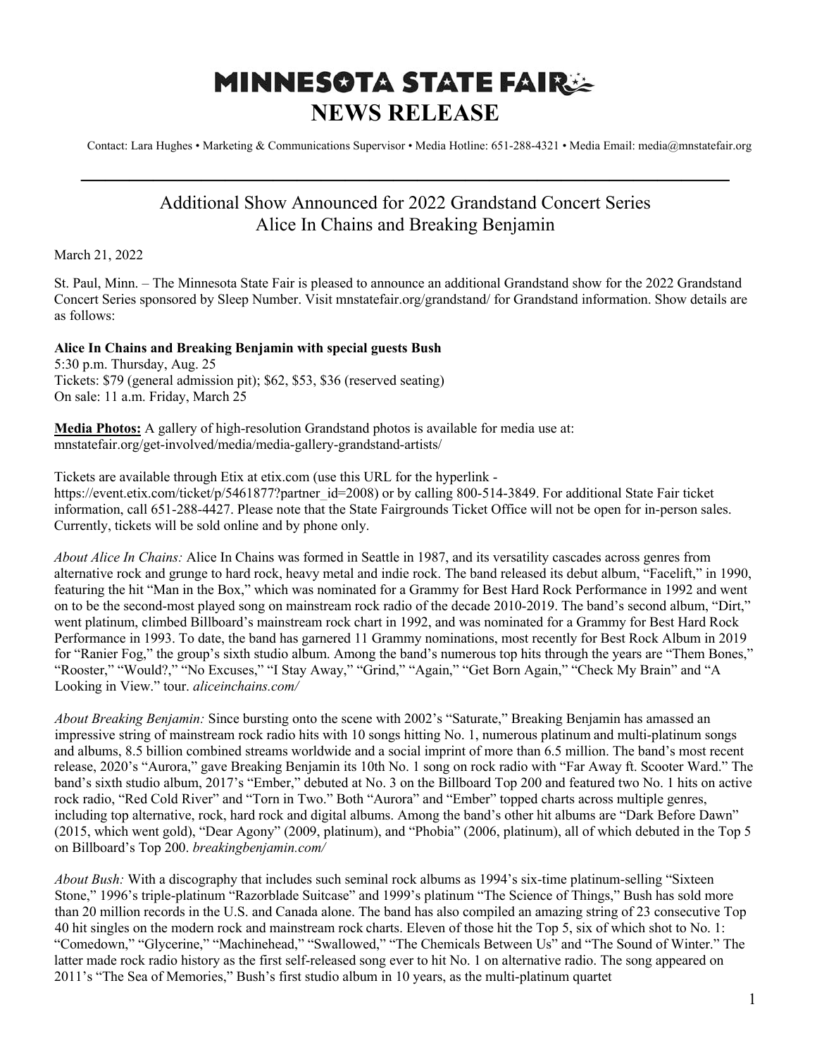# MINNESOTA STATE FAIR
# NEWS RELEASE

Contact: Lara Hughes • Marketing & Communications Supervisor • Media Hotline: 651-288-4321 • Media Email: media@mnstatefair.org

---

## Additional Show Announced for 2022 Grandstand Concert Series
## Alice In Chains and Breaking Benjamin

March 21, 2022

St. Paul, Minn. – The Minnesota State Fair is pleased to announce an additional Grandstand show for the 2022 Grandstand Concert Series sponsored by Sleep Number. Visit mnstatefair.org/grandstand/ for Grandstand information. Show details are as follows:

**Alice In Chains and Breaking Benjamin with special guests Bush**
5:30 p.m. Thursday, Aug. 25
Tickets: $79 (general admission pit); $62, $53, $36 (reserved seating)
On sale: 11 a.m. Friday, March 25

**Media Photos:** A gallery of high-resolution Grandstand photos is available for media use at: mnstatefair.org/get-involved/media/media-gallery-grandstand-artists/

Tickets are available through Etix at etix.com (use this URL for the hyperlink - https://event.etix.com/ticket/p/5461877?partner_id=2008) or by calling 800-514-3849. For additional State Fair ticket information, call 651-288-4427. Please note that the State Fairgrounds Ticket Office will not be open for in-person sales. Currently, tickets will be sold online and by phone only.

*About Alice In Chains:* Alice In Chains was formed in Seattle in 1987, and its versatility cascades across genres from alternative rock and grunge to hard rock, heavy metal and indie rock. The band released its debut album, "Facelift," in 1990, featuring the hit "Man in the Box," which was nominated for a Grammy for Best Hard Rock Performance in 1992 and went on to be the second-most played song on mainstream rock radio of the decade 2010-2019. The band's second album, "Dirt," went platinum, climbed Billboard's mainstream rock chart in 1992, and was nominated for a Grammy for Best Hard Rock Performance in 1993. To date, the band has garnered 11 Grammy nominations, most recently for Best Rock Album in 2019 for "Ranier Fog," the group's sixth studio album. Among the band's numerous top hits through the years are "Them Bones," "Rooster," "Would?," "No Excuses," "I Stay Away," "Grind," "Again," "Get Born Again," "Check My Brain" and "A Looking in View." tour. *aliceinchains.com/*

*About Breaking Benjamin:* Since bursting onto the scene with 2002's "Saturate," Breaking Benjamin has amassed an impressive string of mainstream rock radio hits with 10 songs hitting No. 1, numerous platinum and multi-platinum songs and albums, 8.5 billion combined streams worldwide and a social imprint of more than 6.5 million. The band's most recent release, 2020's "Aurora," gave Breaking Benjamin its 10th No. 1 song on rock radio with "Far Away ft. Scooter Ward." The band's sixth studio album, 2017's "Ember," debuted at No. 3 on the Billboard Top 200 and featured two No. 1 hits on active rock radio, "Red Cold River" and "Torn in Two." Both "Aurora" and "Ember" topped charts across multiple genres, including top alternative, rock, hard rock and digital albums. Among the band's other hit albums are "Dark Before Dawn" (2015, which went gold), "Dear Agony" (2009, platinum), and "Phobia" (2006, platinum), all of which debuted in the Top 5 on Billboard's Top 200. *breakingbenjamin.com/*

*About Bush:* With a discography that includes such seminal rock albums as 1994's six-time platinum-selling "Sixteen Stone," 1996's triple-platinum "Razorblade Suitcase" and 1999's platinum "The Science of Things," Bush has sold more than 20 million records in the U.S. and Canada alone. The band has also compiled an amazing string of 23 consecutive Top 40 hit singles on the modern rock and mainstream rock charts. Eleven of those hit the Top 5, six of which shot to No. 1: "Comedown," "Glycerine," "Machinehead," "Swallowed," "The Chemicals Between Us" and "The Sound of Winter." The latter made rock radio history as the first self-released song ever to hit No. 1 on alternative radio. The song appeared on 2011's "The Sea of Memories," Bush's first studio album in 10 years, as the multi-platinum quartet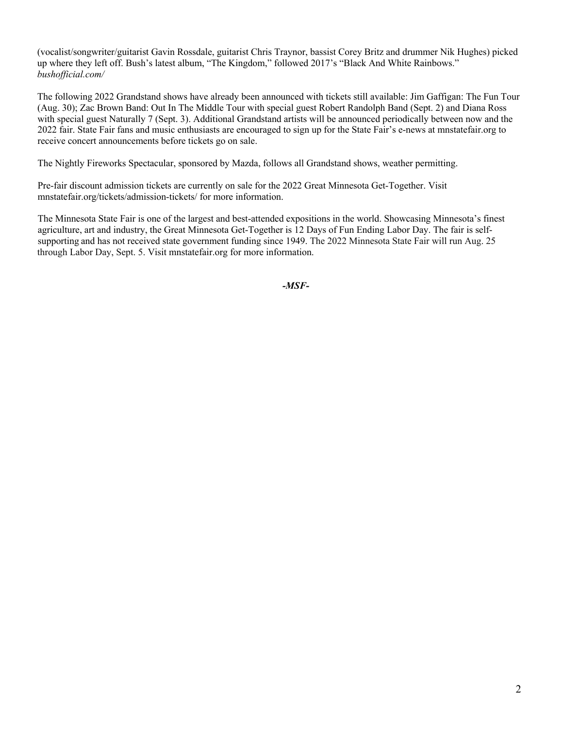(vocalist/songwriter/guitarist Gavin Rossdale, guitarist Chris Traynor, bassist Corey Britz and drummer Nik Hughes) picked up where they left off. Bush's latest album, "The Kingdom," followed 2017's "Black And White Rainbows." *bushofficial.com/*

The following 2022 Grandstand shows have already been announced with tickets still available: Jim Gaffigan: The Fun Tour (Aug. 30); Zac Brown Band: Out In The Middle Tour with special guest Robert Randolph Band (Sept. 2) and Diana Ross with special guest Naturally 7 (Sept. 3). Additional Grandstand artists will be announced periodically between now and the 2022 fair. State Fair fans and music enthusiasts are encouraged to sign up for the State Fair's e-news at mnstatefair.org to receive concert announcements before tickets go on sale.

The Nightly Fireworks Spectacular, sponsored by Mazda, follows all Grandstand shows, weather permitting.

Pre-fair discount admission tickets are currently on sale for the 2022 Great Minnesota Get-Together. Visit mnstatefair.org/tickets/admission-tickets/ for more information.

The Minnesota State Fair is one of the largest and best-attended expositions in the world. Showcasing Minnesota's finest agriculture, art and industry, the Great Minnesota Get-Together is 12 Days of Fun Ending Labor Day. The fair is self-supporting and has not received state government funding since 1949. The 2022 Minnesota State Fair will run Aug. 25 through Labor Day, Sept. 5. Visit mnstatefair.org for more information.

***-MSF-***